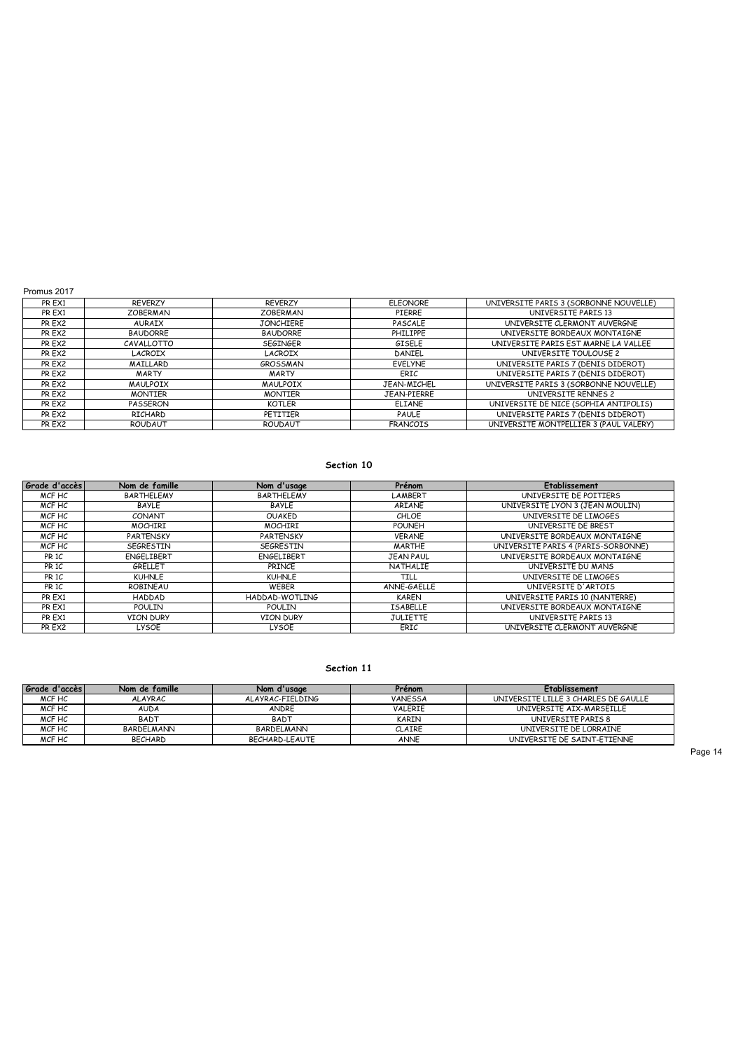Promus 2017

| | | | | |
|---|---|---|---|---|
| PR EX1 | REVERZY | REVERZY | ELEONORE | UNIVERSITE PARIS 3 (SORBONNE NOUVELLE) |
| PR EX1 | ZOBERMAN | ZOBERMAN | PIERRE | UNIVERSITE PARIS 13 |
| PR EX2 | AURAIX | JONCHIERE | PASCALE | UNIVERSITE CLERMONT AUVERGNE |
| PR EX2 | BAUDORRE | BAUDORRE | PHILIPPE | UNIVERSITE BORDEAUX MONTAIGNE |
| PR EX2 | CAVALLOTTO | SEGINGER | GISELE | UNIVERSITE PARIS EST MARNE LA VALLEE |
| PR EX2 | LACROIX | LACROIX | DANIEL | UNIVERSITE TOULOUSE 2 |
| PR EX2 | MAILLARD | GROSSMAN | EVELYNE | UNIVERSITE PARIS 7 (DENIS DIDEROT) |
| PR EX2 | MARTY | MARTY | ERIC | UNIVERSITE PARIS 7 (DENIS DIDEROT) |
| PR EX2 | MAULPOIX | MAULPOIX | JEAN-MICHEL | UNIVERSITE PARIS 3 (SORBONNE NOUVELLE) |
| PR EX2 | MONTIER | MONTIER | JEAN-PIERRE | UNIVERSITE RENNES 2 |
| PR EX2 | PASSERON | KOTLER | ELIANE | UNIVERSITE DE NICE (SOPHIA ANTIPOLIS) |
| PR EX2 | RICHARD | PETITIER | PAULE | UNIVERSITE PARIS 7 (DENIS DIDEROT) |
| PR EX2 | ROUDAUT | ROUDAUT | FRANCOIS | UNIVERSITE MONTPELLIER 3 (PAUL VALERY) |

## Section 10

| Grade d'accès | Nom de famille | Nom d'usage | Prénom | Etablissement |
|---|---|---|---|---|
| MCF HC | BARTHELEMY | BARTHELEMY | LAMBERT | UNIVERSITE DE POITIERS |
| MCF HC | BAYLE | BAYLE | ARIANE | UNIVERSITE LYON 3 (JEAN MOULIN) |
| MCF HC | CONANT | OUAKED | CHLOE | UNIVERSITE DE LIMOGES |
| MCF HC | MOCHIRI | MOCHIRI | POUNEH | UNIVERSITE DE BREST |
| MCF HC | PARTENSKY | PARTENSKY | VERANE | UNIVERSITE BORDEAUX MONTAIGNE |
| MCF HC | SEGRESTIN | SEGRESTIN | MARTHE | UNIVERSITE PARIS 4 (PARIS-SORBONNE) |
| PR 1C | ENGELIBERT | ENGELIBERT | JEAN PAUL | UNIVERSITE BORDEAUX MONTAIGNE |
| PR 1C | GRELLET | PRINCE | NATHALIE | UNIVERSITE DU MANS |
| PR 1C | KUHNLE | KUHNLE | TILL | UNIVERSITE DE LIMOGES |
| PR 1C | ROBINEAU | WEBER | ANNE-GAELLE | UNIVERSITE D'ARTOIS |
| PR EX1 | HADDAD | HADDAD-WOTLING | KAREN | UNIVERSITE PARIS 10 (NANTERRE) |
| PR EX1 | POULIN | POULIN | ISABELLE | UNIVERSITE BORDEAUX MONTAIGNE |
| PR EX1 | VION DURY | VION DURY | JULIETTE | UNIVERSITE PARIS 13 |
| PR EX2 | LYSOE | LYSOE | ERIC | UNIVERSITE CLERMONT AUVERGNE |

## Section 11

| Grade d'accès | Nom de famille | Nom d'usage | Prénom | Etablissement |
|---|---|---|---|---|
| MCF HC | ALAYRAC | ALAYRAC-FIELDING | VANESSA | UNIVERSITE LILLE 3 CHARLES DE GAULLE |
| MCF HC | AUDA | ANDRE | VALERIE | UNIVERSITE AIX-MARSEILLE |
| MCF HC | BADT | BADT | KARIN | UNIVERSITE PARIS 8 |
| MCF HC | BARDELMANN | BARDELMANN | CLAIRE | UNIVERSITE DE LORRAINE |
| MCF HC | BECHARD | BECHARD-LEAUTE | ANNE | UNIVERSITE DE SAINT-ETIENNE |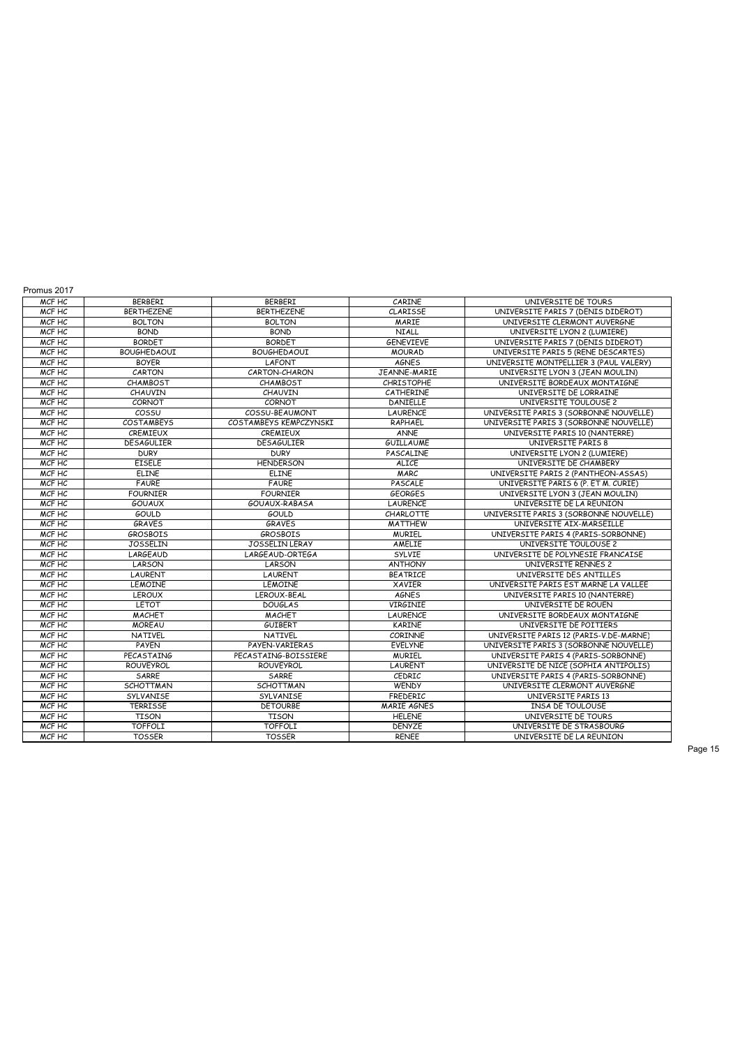Promus 2017

| | | | | |
|---|---|---|---|---|
| MCF HC | BERBERI | BERBERI | CARINE | UNIVERSITE DE TOURS |
| MCF HC | BERTHEZENE | BERTHEZENE | CLARISSE | UNIVERSITE PARIS 7 (DENIS DIDEROT) |
| MCF HC | BOLTON | BOLTON | MARIE | UNIVERSITE CLERMONT AUVERGNE |
| MCF HC | BOND | BOND | NIALL | UNIVERSITE LYON 2 (LUMIERE) |
| MCF HC | BORDET | BORDET | GENEVIEVE | UNIVERSITE PARIS 7 (DENIS DIDEROT) |
| MCF HC | BOUGHEDAOUI | BOUGHEDAOUI | MOURAD | UNIVERSITE PARIS 5 (RENE DESCARTES) |
| MCF HC | BOYER | LAFONT | AGNES | UNIVERSITE MONTPELLIER 3 (PAUL VALERY) |
| MCF HC | CARTON | CARTON-CHARON | JEANNE-MARIE | UNIVERSITE LYON 3 (JEAN MOULIN) |
| MCF HC | CHAMBOST | CHAMBOST | CHRISTOPHE | UNIVERSITE BORDEAUX MONTAIGNE |
| MCF HC | CHAUVIN | CHAUVIN | CATHERINE | UNIVERSITE DE LORRAINE |
| MCF HC | CORNOT | CORNOT | DANIELLE | UNIVERSITE TOULOUSE 2 |
| MCF HC | COSSU | COSSU-BEAUMONT | LAURENCE | UNIVERSITE PARIS 3 (SORBONNE NOUVELLE) |
| MCF HC | COSTAMBEYS | COSTAMBEYS KEMPCZYNSKI | RAPHAEL | UNIVERSITE PARIS 3 (SORBONNE NOUVELLE) |
| MCF HC | CREMIEUX | CREMIEUX | ANNE | UNIVERSITE PARIS 10 (NANTERRE) |
| MCF HC | DESAGULIER | DESAGULIER | GUILLAUME | UNIVERSITE PARIS 8 |
| MCF HC | DURY | DURY | PASCALINE | UNIVERSITE LYON 2 (LUMIERE) |
| MCF HC | EISELE | HENDERSON | ALICE | UNIVERSITE DE CHAMBERY |
| MCF HC | ELINE | ELINE | MARC | UNIVERSITE PARIS 2 (PANTHEON-ASSAS) |
| MCF HC | FAURE | FAURE | PASCALE | UNIVERSITE PARIS 6 (P. ET M. CURIE) |
| MCF HC | FOURNIER | FOURNIER | GEORGES | UNIVERSITE LYON 3 (JEAN MOULIN) |
| MCF HC | GOUAUX | GOUAUX-RABASA | LAURENCE | UNIVERSITE DE LA REUNION |
| MCF HC | GOULD | GOULD | CHARLOTTE | UNIVERSITE PARIS 3 (SORBONNE NOUVELLE) |
| MCF HC | GRAVES | GRAVES | MATTHEW | UNIVERSITE AIX-MARSEILLE |
| MCF HC | GROSBOIS | GROSBOIS | MURIEL | UNIVERSITE PARIS 4 (PARIS-SORBONNE) |
| MCF HC | JOSSELIN | JOSSELIN LERAY | AMELIE | UNIVERSITE TOULOUSE 2 |
| MCF HC | LARGEAUD | LARGEAUD-ORTEGA | SYLVIE | UNIVERSITE DE POLYNESIE FRANCAISE |
| MCF HC | LARSON | LARSON | ANTHONY | UNIVERSITE RENNES 2 |
| MCF HC | LAURENT | LAURENT | BEATRICE | UNIVERSITE DES ANTILLES |
| MCF HC | LEMOINE | LEMOINE | XAVIER | UNIVERSITE PARIS EST MARNE LA VALLEE |
| MCF HC | LEROUX | LEROUX-BEAL | AGNES | UNIVERSITE PARIS 10 (NANTERRE) |
| MCF HC | LETOT | DOUGLAS | VIRGINIE | UNIVERSITE DE ROUEN |
| MCF HC | MACHET | MACHET | LAURENCE | UNIVERSITE BORDEAUX MONTAIGNE |
| MCF HC | MOREAU | GUIBERT | KARINE | UNIVERSITE DE POITIERS |
| MCF HC | NATIVEL | NATIVEL | CORINNE | UNIVERSITE PARIS 12 (PARIS-V.DE-MARNE) |
| MCF HC | PAYEN | PAYEN-VARIERAS | EVELYNE | UNIVERSITE PARIS 3 (SORBONNE NOUVELLE) |
| MCF HC | PECASTAING | PECASTAING-BOISSIERE | MURIEL | UNIVERSITE PARIS 4 (PARIS-SORBONNE) |
| MCF HC | ROUVEYROL | ROUVEYROL | LAURENT | UNIVERSITE DE NICE (SOPHIA ANTIPOLIS) |
| MCF HC | SARRE | SARRE | CEDRIC | UNIVERSITE PARIS 4 (PARIS-SORBONNE) |
| MCF HC | SCHOTTMAN | SCHOTTMAN | WENDY | UNIVERSITE CLERMONT AUVERGNE |
| MCF HC | SYLVANISE | SYLVANISE | FREDERIC | UNIVERSITE PARIS 13 |
| MCF HC | TERRISSE | DETOURBE | MARIE AGNES | INSA DE TOULOUSE |
| MCF HC | TISON | TISON | HELENE | UNIVERSITE DE TOURS |
| MCF HC | TOFFOLI | TOFFOLI | DENYZE | UNIVERSITE DE STRASBOURG |
| MCF HC | TOSSER | TOSSER | RENEE | UNIVERSITE DE LA REUNION |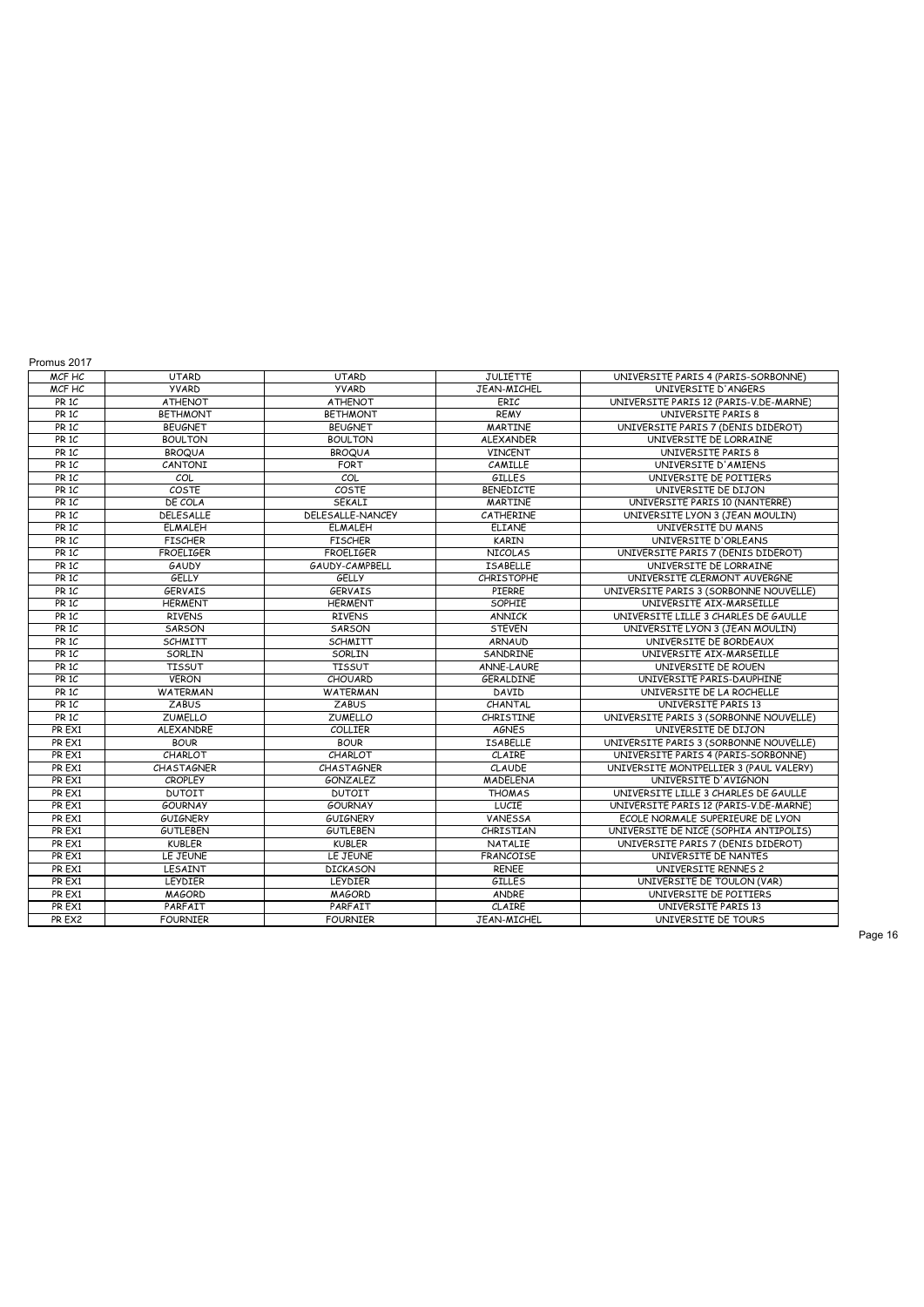Promus 2017

| MCF HC | UTARD | UTARD | JULIETTE | UNIVERSITE PARIS 4 (PARIS-SORBONNE) |
|---|---|---|---|---|
| MCF HC | YVARD | YVARD | JEAN-MICHEL | UNIVERSITE D'ANGERS |
| PR 1C | ATHENOT | ATHENOT | ERIC | UNIVERSITE PARIS 12 (PARIS-V.DE-MARNE) |
| PR 1C | BETHMONT | BETHMONT | REMY | UNIVERSITE PARIS 8 |
| PR 1C | BEUGNET | BEUGNET | MARTINE | UNIVERSITE PARIS 7 (DENIS DIDEROT) |
| PR 1C | BOULTON | BOULTON | ALEXANDER | UNIVERSITE DE LORRAINE |
| PR 1C | BROQUA | BROQUA | VINCENT | UNIVERSITE PARIS 8 |
| PR 1C | CANTONI | FORT | CAMILLE | UNIVERSITE D'AMIENS |
| PR 1C | COL | COL | GILLES | UNIVERSITE DE POITIERS |
| PR 1C | COSTE | COSTE | BENEDICTE | UNIVERSITE DE DIJON |
| PR 1C | DE COLA | SEKALI | MARTINE | UNIVERSITE PARIS 10 (NANTERRE) |
| PR 1C | DELESALLE | DELESALLE-NANCEY | CATHERINE | UNIVERSITE LYON 3 (JEAN MOULIN) |
| PR 1C | ELMALEH | ELMALEH | ELIANE | UNIVERSITE DU MANS |
| PR 1C | FISCHER | FISCHER | KARIN | UNIVERSITE D'ORLEANS |
| PR 1C | FROELIGER | FROELIGER | NICOLAS | UNIVERSITE PARIS 7 (DENIS DIDEROT) |
| PR 1C | GAUDY | GAUDY-CAMPBELL | ISABELLE | UNIVERSITE DE LORRAINE |
| PR 1C | GELLY | GELLY | CHRISTOPHE | UNIVERSITE CLERMONT AUVERGNE |
| PR 1C | GERVAIS | GERVAIS | PIERRE | UNIVERSITE PARIS 3 (SORBONNE NOUVELLE) |
| PR 1C | HERMENT | HERMENT | SOPHIE | UNIVERSITE AIX-MARSEILLE |
| PR 1C | RIVENS | RIVENS | ANNICK | UNIVERSITE LILLE 3 CHARLES DE GAULLE |
| PR 1C | SARSON | SARSON | STEVEN | UNIVERSITE LYON 3 (JEAN MOULIN) |
| PR 1C | SCHMITT | SCHMITT | ARNAUD | UNIVERSITE DE BORDEAUX |
| PR 1C | SORLIN | SORLIN | SANDRINE | UNIVERSITE AIX-MARSEILLE |
| PR 1C | TISSUT | TISSUT | ANNE-LAURE | UNIVERSITE DE ROUEN |
| PR 1C | VERON | CHOUARD | GERALDINE | UNIVERSITE PARIS-DAUPHINE |
| PR 1C | WATERMAN | WATERMAN | DAVID | UNIVERSITE DE LA ROCHELLE |
| PR 1C | ZABUS | ZABUS | CHANTAL | UNIVERSITE PARIS 13 |
| PR 1C | ZUMELLO | ZUMELLO | CHRISTINE | UNIVERSITE PARIS 3 (SORBONNE NOUVELLE) |
| PR EX1 | ALEXANDRE | COLLIER | AGNES | UNIVERSITE DE DIJON |
| PR EX1 | BOUR | BOUR | ISABELLE | UNIVERSITE PARIS 3 (SORBONNE NOUVELLE) |
| PR EX1 | CHARLOT | CHARLOT | CLAIRE | UNIVERSITE PARIS 4 (PARIS-SORBONNE) |
| PR EX1 | CHASTAGNER | CHASTAGNER | CLAUDE | UNIVERSITE MONTPELLIER 3 (PAUL VALERY) |
| PR EX1 | CROPLEY | GONZALEZ | MADELENA | UNIVERSITE D'AVIGNON |
| PR EX1 | DUTOIT | DUTOIT | THOMAS | UNIVERSITE LILLE 3 CHARLES DE GAULLE |
| PR EX1 | GOURNAY | GOURNAY | LUCIE | UNIVERSITE PARIS 12 (PARIS-V.DE-MARNE) |
| PR EX1 | GUIGNERY | GUIGNERY | VANESSA | ECOLE NORMALE SUPERIEURE DE LYON |
| PR EX1 | GUTLEBEN | GUTLEBEN | CHRISTIAN | UNIVERSITE DE NICE (SOPHIA ANTIPOLIS) |
| PR EX1 | KUBLER | KUBLER | NATALIE | UNIVERSITE PARIS 7 (DENIS DIDEROT) |
| PR EX1 | LE JEUNE | LE JEUNE | FRANCOISE | UNIVERSITE DE NANTES |
| PR EX1 | LESAINT | DICKASON | RENEE | UNIVERSITE RENNES 2 |
| PR EX1 | LEYDIER | LEYDIER | GILLES | UNIVERSITE DE TOULON (VAR) |
| PR EX1 | MAGORD | MAGORD | ANDRE | UNIVERSITE DE POITIERS |
| PR EX1 | PARFAIT | PARFAIT | CLAIRE | UNIVERSITE PARIS 13 |
| PR EX2 | FOURNIER | FOURNIER | JEAN-MICHEL | UNIVERSITE DE TOURS |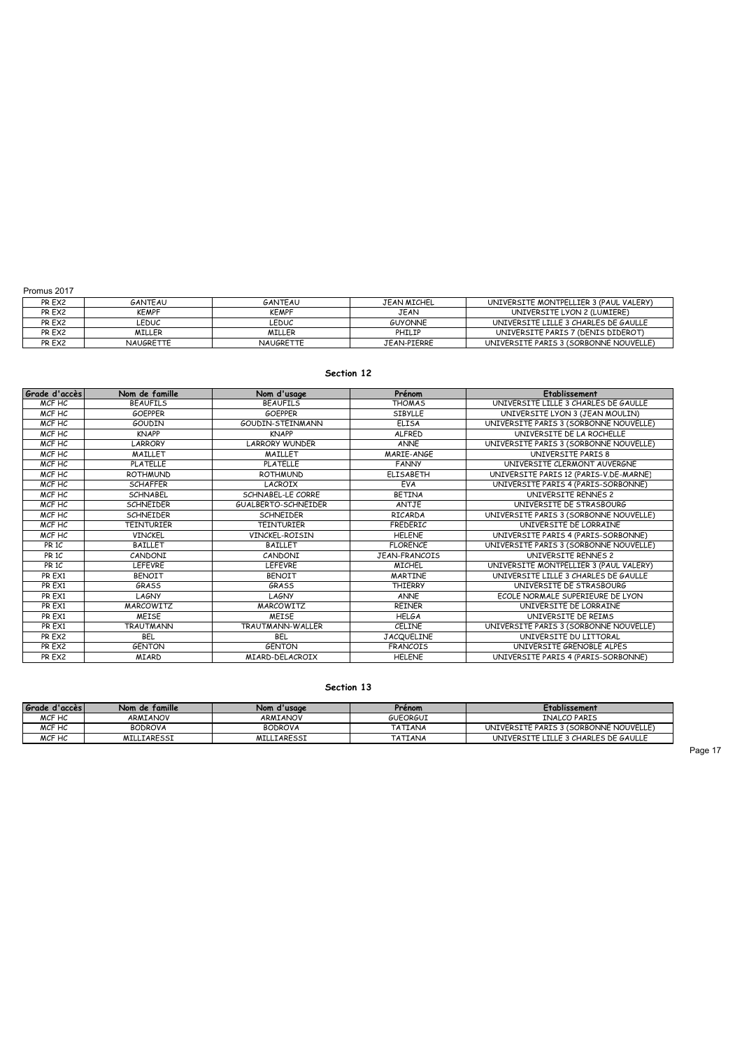Promus 2017

| | | | | |
|---|---|---|---|---|
| PR EX2 | GANTEAU | GANTEAU | JEAN MICHEL | UNIVERSITE MONTPELLIER 3 (PAUL VALERY) |
| PR EX2 | KEMPF | KEMPF | JEAN | UNIVERSITE LYON 2 (LUMIERE) |
| PR EX2 | LEDUC | LEDUC | GUYONNE | UNIVERSITE LILLE 3 CHARLES DE GAULLE |
| PR EX2 | MILLER | MILLER | PHILIP | UNIVERSITE PARIS 7 (DENIS DIDEROT) |
| PR EX2 | NAUGRETTE | NAUGRETTE | JEAN-PIERRE | UNIVERSITE PARIS 3 (SORBONNE NOUVELLE) |

## Section 12

| Grade d'accès | Nom de famille | Nom d'usage | Prénom | Etablissement |
|---|---|---|---|---|
| MCF HC | BEAUFILS | BEAUFILS | THOMAS | UNIVERSITE LILLE 3 CHARLES DE GAULLE |
| MCF HC | GOEPPER | GOEPPER | SIBYLLE | UNIVERSITE LYON 3 (JEAN MOULIN) |
| MCF HC | GOUDIN | GOUDIN-STEINMANN | ELISA | UNIVERSITE PARIS 3 (SORBONNE NOUVELLE) |
| MCF HC | KNAPP | KNAPP | ALFRED | UNIVERSITE DE LA ROCHELLE |
| MCF HC | LARRORY | LARRORY WUNDER | ANNE | UNIVERSITE PARIS 3 (SORBONNE NOUVELLE) |
| MCF HC | MAILLET | MAILLET | MARIE-ANGE | UNIVERSITE PARIS 8 |
| MCF HC | PLATELLE | PLATELLE | FANNY | UNIVERSITE CLERMONT AUVERGNE |
| MCF HC | ROTHMUND | ROTHMUND | ELISABETH | UNIVERSITE PARIS 12 (PARIS-V.DE-MARNE) |
| MCF HC | SCHAFFER | LACROIX | EVA | UNIVERSITE PARIS 4 (PARIS-SORBONNE) |
| MCF HC | SCHNABEL | SCHNABEL-LE CORRE | BETINA | UNIVERSITE RENNES 2 |
| MCF HC | SCHNEIDER | GUALBERTO-SCHNEIDER | ANTJE | UNIVERSITE DE STRASBOURG |
| MCF HC | SCHNEIDER | SCHNEIDER | RICARDA | UNIVERSITE PARIS 3 (SORBONNE NOUVELLE) |
| MCF HC | TEINTURIER | TEINTURIER | FREDERIC | UNIVERSITE DE LORRAINE |
| MCF HC | VINCKEL | VINCKEL-ROISIN | HELENE | UNIVERSITE PARIS 4 (PARIS-SORBONNE) |
| PR 1C | BAILLET | BAILLET | FLORENCE | UNIVERSITE PARIS 3 (SORBONNE NOUVELLE) |
| PR 1C | CANDONI | CANDONI | JEAN-FRANCOIS | UNIVERSITE RENNES 2 |
| PR 1C | LEFEVRE | LEFEVRE | MICHEL | UNIVERSITE MONTPELLIER 3 (PAUL VALERY) |
| PR EX1 | BENOIT | BENOIT | MARTINE | UNIVERSITE LILLE 3 CHARLES DE GAULLE |
| PR EX1 | GRASS | GRASS | THIERRY | UNIVERSITE DE STRASBOURG |
| PR EX1 | LAGNY | LAGNY | ANNE | ECOLE NORMALE SUPERIEURE DE LYON |
| PR EX1 | MARCOWITZ | MARCOWITZ | REINER | UNIVERSITE DE LORRAINE |
| PR EX1 | MEISE | MEISE | HELGA | UNIVERSITE DE REIMS |
| PR EX1 | TRAUTMANN | TRAUTMANN-WALLER | CELINE | UNIVERSITE PARIS 3 (SORBONNE NOUVELLE) |
| PR EX2 | BEL | BEL | JACQUELINE | UNIVERSITE DU LITTORAL |
| PR EX2 | GENTON | GENTON | FRANCOIS | UNIVERSITE GRENOBLE ALPES |
| PR EX2 | MIARD | MIARD-DELACROIX | HELENE | UNIVERSITE PARIS 4 (PARIS-SORBONNE) |

## Section 13

| Grade d'accès | Nom de famille | Nom d'usage | Prénom | Etablissement |
|---|---|---|---|---|
| MCF HC | ARMIANOV | ARMIANOV | GUEORGUI | INALCO PARIS |
| MCF HC | BODROVA | BODROVA | TATIANA | UNIVERSITE PARIS 3 (SORBONNE NOUVELLE) |
| MCF HC | MILLIARESSI | MILLIARESSI | TATIANA | UNIVERSITE LILLE 3 CHARLES DE GAULLE |